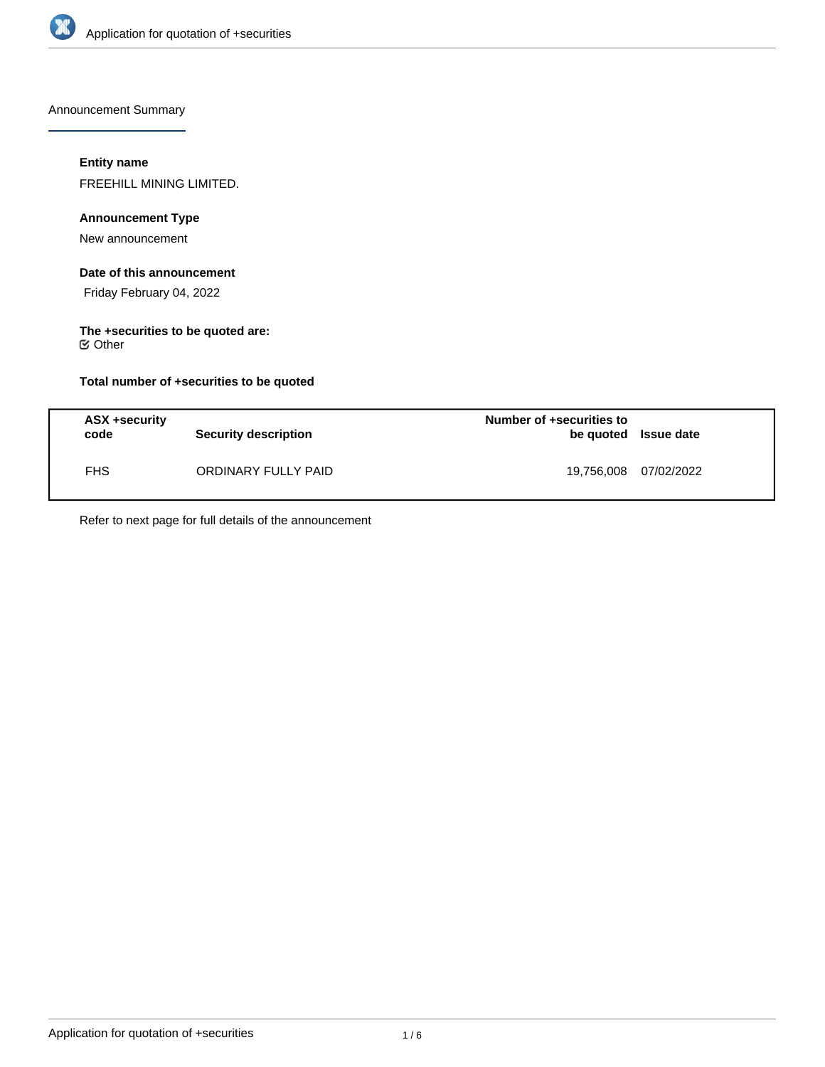Announcement Summary

**Entity name**

FREEHILL MINING LIMITED.

**Announcement Type**

New announcement

**Date of this announcement**

Friday February 04, 2022

**The +securities to be quoted are:**

☑ Other

**Total number of +securities to be quoted**

| ASX +security code | Security description | Number of +securities to be quoted | Issue date |
|---|---|---|---|
| FHS | ORDINARY FULLY PAID | 19,756,008 | 07/02/2022 |

Refer to next page for full details of the announcement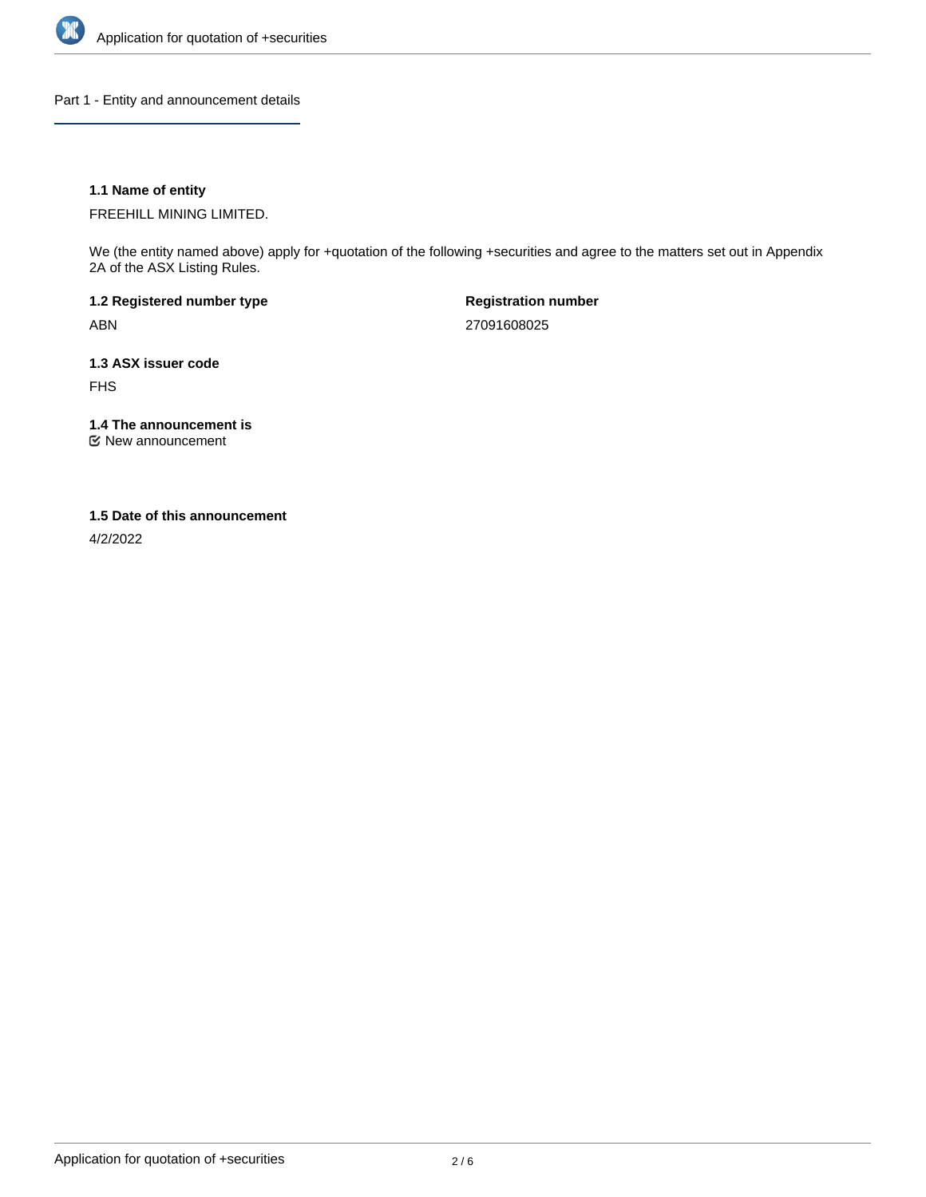## Part 1 - Entity and announcement details

### 1.1 Name of entity

FREEHILL MINING LIMITED.

We (the entity named above) apply for +quotation of the following +securities and agree to the matters set out in Appendix 2A of the ASX Listing Rules.

**1.2 Registered number type**

ABN

**Registration number**

27091608025

### 1.3 ASX issuer code

FHS

### 1.4 The announcement is

☑ New announcement

### 1.5 Date of this announcement

4/2/2022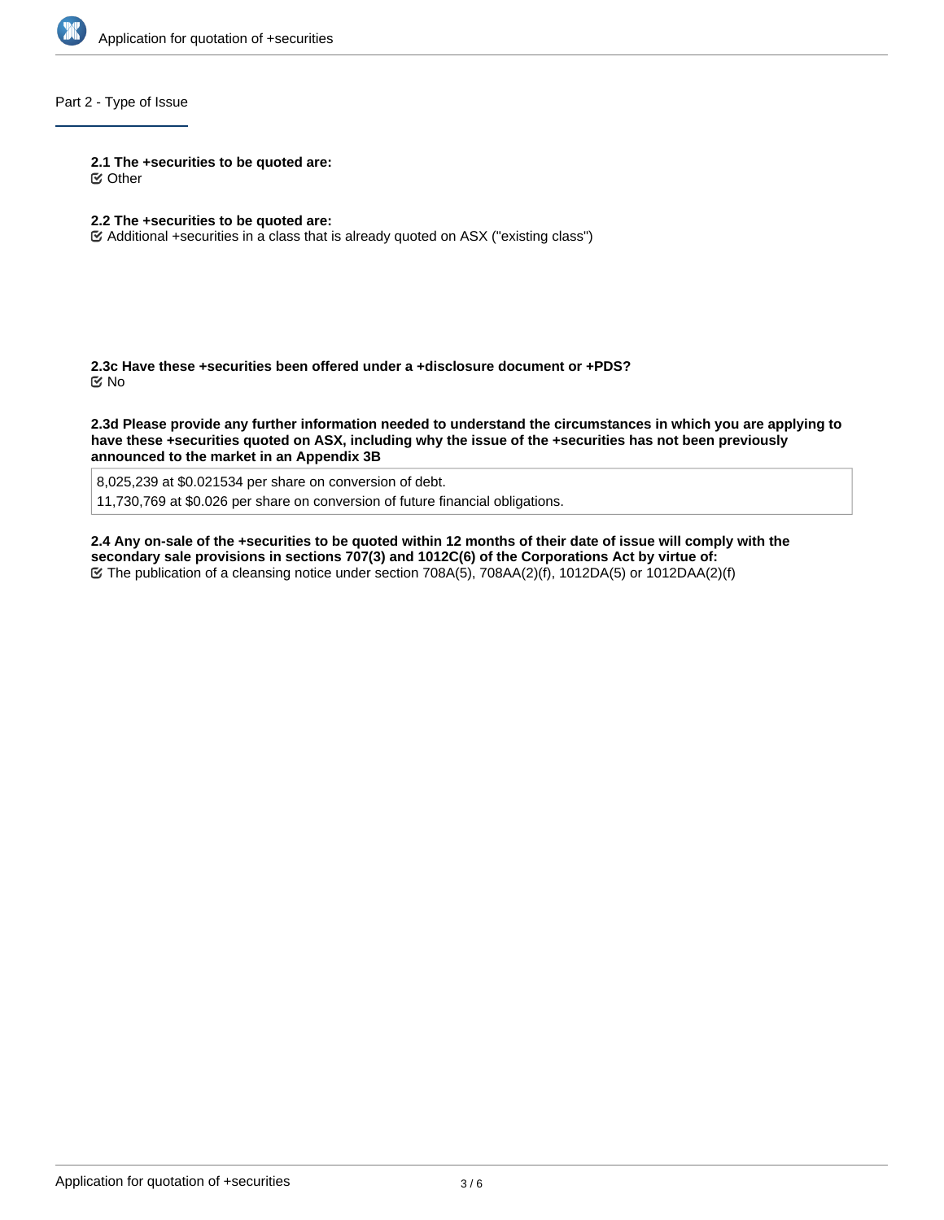## Part 2 - Type of Issue

**2.1 The +securities to be quoted are:**

Other

**2.2 The +securities to be quoted are:**

Additional +securities in a class that is already quoted on ASX ("existing class")

**2.3c Have these +securities been offered under a +disclosure document or +PDS?**

No

**2.3d Please provide any further information needed to understand the circumstances in which you are applying to have these +securities quoted on ASX, including why the issue of the +securities has not been previously announced to the market in an Appendix 3B**

8,025,239 at $0.021534 per share on conversion of debt.

11,730,769 at $0.026 per share on conversion of future financial obligations.

**2.4 Any on-sale of the +securities to be quoted within 12 months of their date of issue will comply with the secondary sale provisions in sections 707(3) and 1012C(6) of the Corporations Act by virtue of:**

The publication of a cleansing notice under section 708A(5), 708AA(2)(f), 1012DA(5) or 1012DAA(2)(f)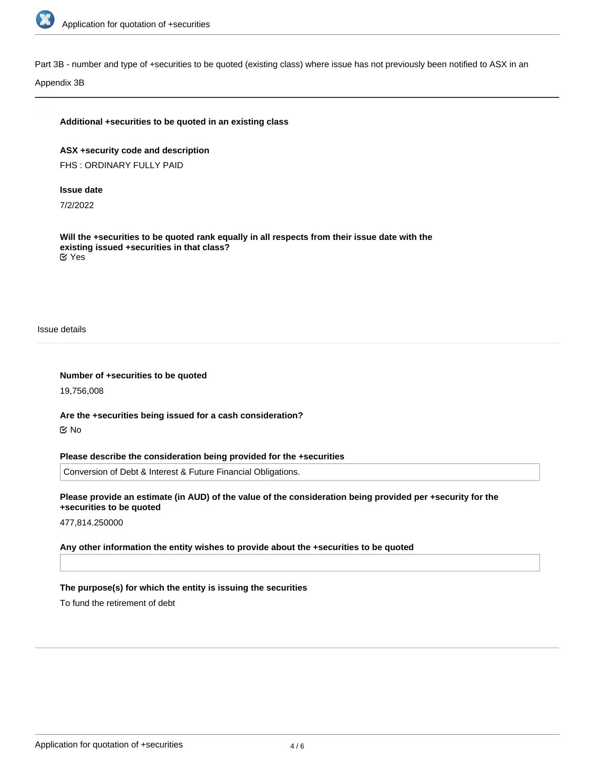Part 3B - number and type of +securities to be quoted (existing class) where issue has not previously been notified to ASX in an Appendix 3B

**Additional +securities to be quoted in an existing class**

**ASX +security code and description**

FHS : ORDINARY FULLY PAID

**Issue date**

7/2/2022

**Will the +securities to be quoted rank equally in all respects from their issue date with the existing issued +securities in that class?**

Yes

Issue details

**Number of +securities to be quoted**

19,756,008

**Are the +securities being issued for a cash consideration?**

No

**Please describe the consideration being provided for the +securities**

Conversion of Debt & Interest & Future Financial Obligations.

**Please provide an estimate (in AUD) of the value of the consideration being provided per +security for the +securities to be quoted**

477,814.250000

**Any other information the entity wishes to provide about the +securities to be quoted**

**The purpose(s) for which the entity is issuing the securities**

To fund the retirement of debt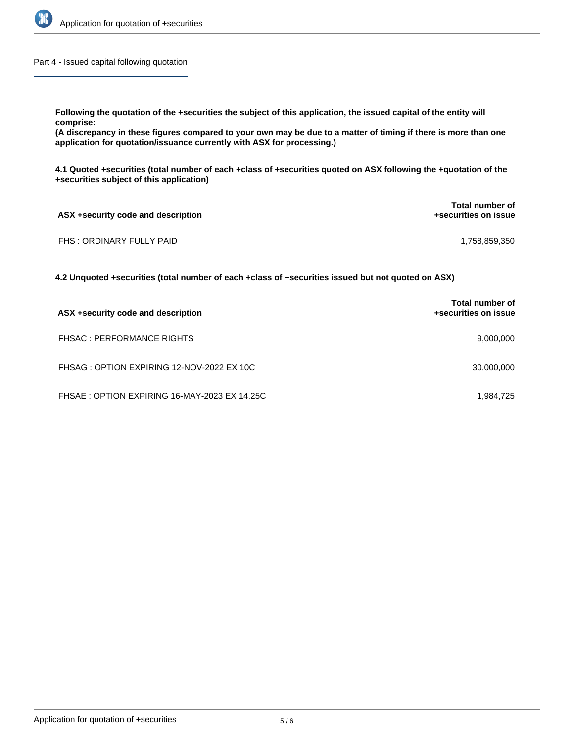## Part 4 - Issued capital following quotation

**Following the quotation of the +securities the subject of this application, the issued capital of the entity will comprise:**
**(A discrepancy in these figures compared to your own may be due to a matter of timing if there is more than one application for quotation/issuance currently with ASX for processing.)**

**4.1 Quoted +securities (total number of each +class of +securities quoted on ASX following the +quotation of the +securities subject of this application)**

| ASX +security code and description | Total number of +securities on issue |
| --- | --- |
| FHS : ORDINARY FULLY PAID | 1,758,859,350 |

**4.2 Unquoted +securities (total number of each +class of +securities issued but not quoted on ASX)**

| ASX +security code and description | Total number of +securities on issue |
| --- | --- |
| FHSAC : PERFORMANCE RIGHTS | 9,000,000 |
| FHSAG : OPTION EXPIRING 12-NOV-2022 EX 10C | 30,000,000 |
| FHSAE : OPTION EXPIRING 16-MAY-2023 EX 14.25C | 1,984,725 |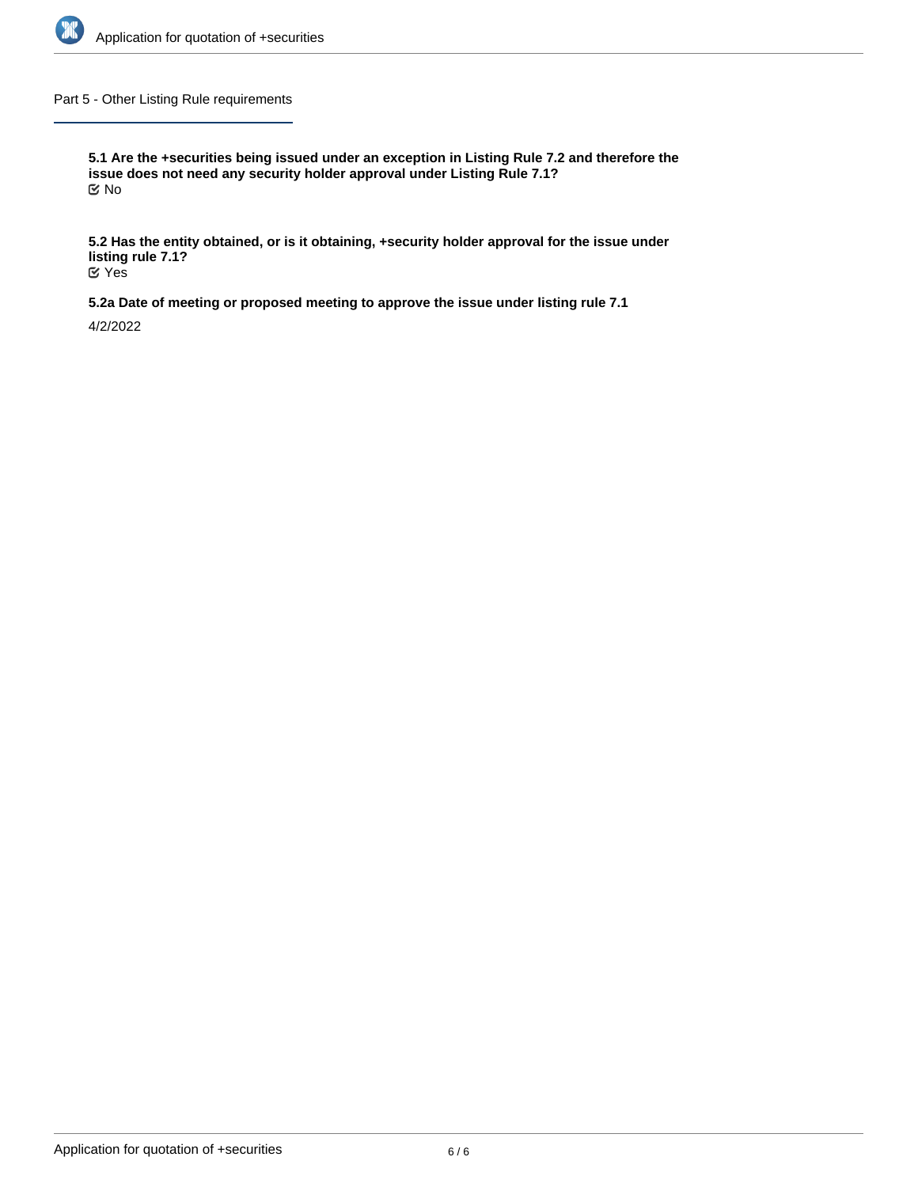## Part 5 - Other Listing Rule requirements

**5.1 Are the +securities being issued under an exception in Listing Rule 7.2 and therefore the issue does not need any security holder approval under Listing Rule 7.1?**

No

**5.2 Has the entity obtained, or is it obtaining, +security holder approval for the issue under listing rule 7.1?**

Yes

**5.2a Date of meeting or proposed meeting to approve the issue under listing rule 7.1**

4/2/2022